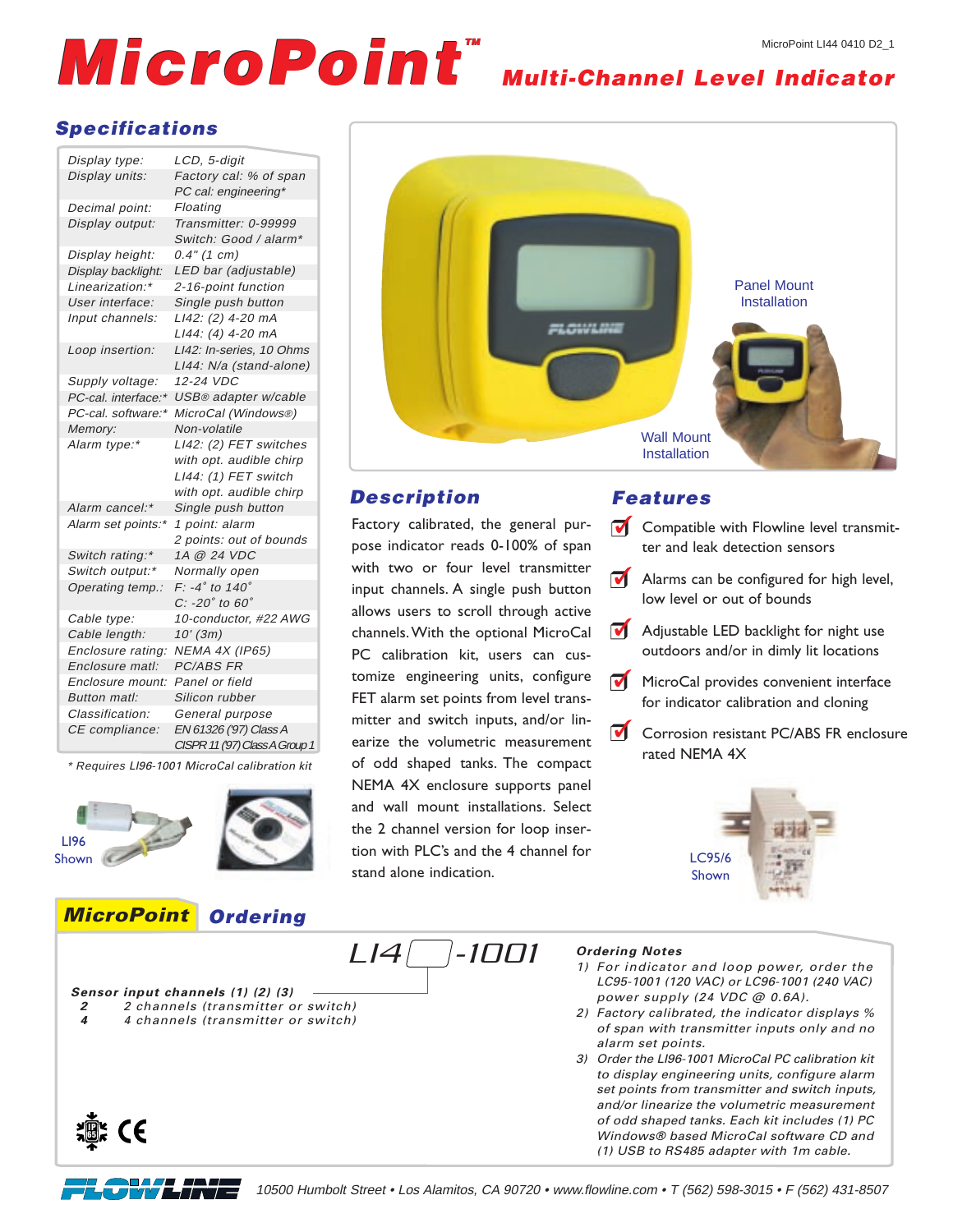# MicroPoint™ Multi-Channel Level Indicator

MicroPoint LI44 0410 D2_1

## Specifications

| | |
|---|---|
| Display type: | LCD, 5-digit |
| Display units: | Factory cal: % of span<br>PC cal: engineering* |
| Decimal point: | Floating |
| Display output: | Transmitter: 0-99999<br>Switch: Good / alarm* |
| Display height: | 0.4" (1 cm) |
| Display backlight: | LED bar (adjustable) |
| Linearization:* | 2-16-point function |
| User interface: | Single push button |
| Input channels: | LI42: (2) 4-20 mA<br>LI44: (4) 4-20 mA |
| Loop insertion: | LI42: In-series, 10 Ohms<br>LI44: N/a (stand-alone) |
| Supply voltage: | 12-24 VDC |
| PC-cal. interface:* | USB® adapter w/cable |
| PC-cal. software:* | MicroCal (Windows®) |
| Memory: | Non-volatile |
| Alarm type:* | LI42: (2) FET switches with opt. audible chirp<br>LI44: (1) FET switch with opt. audible chirp |
| Alarm cancel:* | Single push button |
| Alarm set points:* | 1 point: alarm<br>2 points: out of bounds |
| Switch rating:* | 1A @ 24 VDC |
| Switch output:* | Normally open |
| Operating temp.: | F: -4° to 140°<br>C: -20° to 60° |
| Cable type: | 10-conductor, #22 AWG |
| Cable length: | 10' (3m) |
| Enclosure rating: | NEMA 4X (IP65) |
| Enclosure matl: | PC/ABS FR |
| Enclosure mount: | Panel or field |
| Button matl: | Silicon rubber |
| Classification: | General purpose |
| CE compliance: | EN 61326 ('97) Class A<br>CISPR 11 ('97) Class A Group 1 |

\* Requires LI96-1001 MicroCal calibration kit

LI96 Shown

Panel Mount Installation

Wall Mount Installation

## Description

Factory calibrated, the general purpose indicator reads 0-100% of span with two or four level transmitter input channels. A single push button allows users to scroll through active channels. With the optional MicroCal PC calibration kit, users can customize engineering units, configure FET alarm set points from level transmitter and switch inputs, and/or linearize the volumetric measurement of odd shaped tanks. The compact NEMA 4X enclosure supports panel and wall mount installations. Select the 2 channel version for loop insertion with PLC's and the 4 channel for stand alone indication.

## Features

- Compatible with Flowline level transmitter and leak detection sensors
- Alarms can be configured for high level, low level or out of bounds
- Adjustable LED backlight for night use outdoors and/or in dimly lit locations
- MicroCal provides convenient interface for indicator calibration and cloning
- Corrosion resistant PC/ABS FR enclosure rated NEMA 4X

LC95/6 Shown

## MicroPoint Ordering

LI4[ ]-1001

**Sensor input channels (1) (2) (3)**

| | |
|---|---|
| **2** | 2 channels (transmitter or switch) |
| **4** | 4 channels (transmitter or switch) |

### Ordering Notes

1) For indicator and loop power, order the LC95-1001 (120 VAC) or LC96-1001 (240 VAC) power supply (24 VDC @ 0.6A).
2) Factory calibrated, the indicator displays % of span with transmitter inputs only and no alarm set points.
3) Order the LI96-1001 MicroCal PC calibration kit to display engineering units, configure alarm set points from transmitter and switch inputs, and/or linearize the volumetric measurement of odd shaped tanks. Each kit includes (1) PC Windows® based MicroCal software CD and (1) USB to RS485 adapter with 1m cable.

FLOWLINE 10500 Humbolt Street • Los Alamitos, CA 90720 • www.flowline.com • T (562) 598-3015 • F (562) 431-8507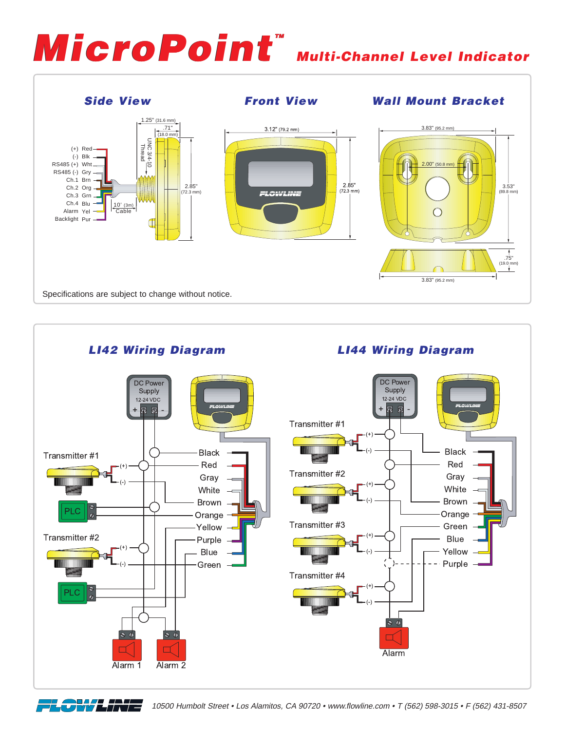# MicroPoint™ Multi-Channel Level Indicator

## Side View

1.25" (31.6 mm)
.71" (18.0 mm)
UNC 3/4-10 Thread
(+) Red
(-) Blk
RS485 (+) Wht
RS485 (-) Gry
Ch.1 Brn
Ch.2 Org
Ch.3 Grn
Ch.4 Blu
Alarm Yel
Backlight Pur
10' (3m) Cable
2.85" (72.3 mm)

## Front View

3.12" (79.2 mm)
2.85" (72.3 mm)
FLOWLINE

## Wall Mount Bracket

3.83" (95.2 mm)
2.00" (50.8 mm)
3.53" (89.8 mm)
.75" (19.0 mm)
3.83" (95.2 mm)

Specifications are subject to change without notice.

## LI42 Wiring Diagram

DC Power Supply 12-24 VDC
\+ -
Transmitter #1
(+)
(-)
PLC
Transmitter #2
(+)
(-)
PLC
Black
Red
Gray
White
Brown
Orange
Yellow
Purple
Blue
Green
Alarm 1
Alarm 2

## LI44 Wiring Diagram

DC Power Supply 12-24 VDC
\+ -
Transmitter #1
(+)
(-)
Transmitter #2
(+)
(-)
Transmitter #3
(+)
(-)
Transmitter #4
(+)
(-)
Black
Red
Gray
White
Brown
Orange
Green
Blue
Yellow
Purple
Alarm

FLOWLINE 10500 Humbolt Street • Los Alamitos, CA 90720 • www.flowline.com • T (562) 598-3015 • F (562) 431-8507